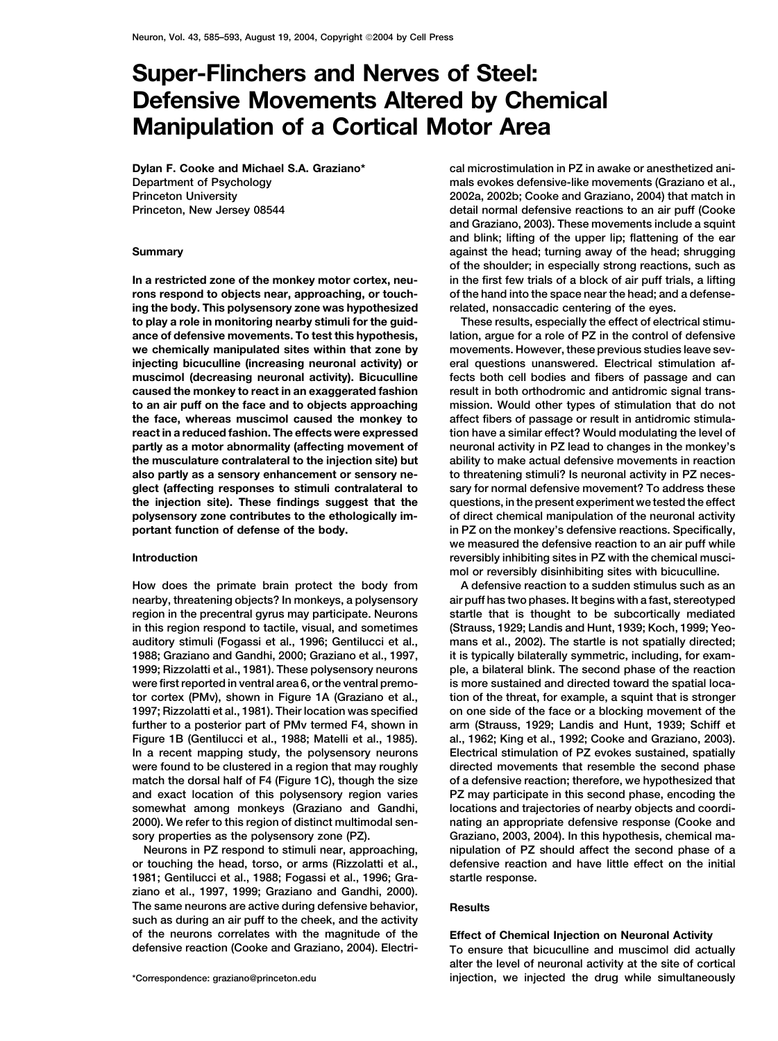# Super-Flinchers and Nerves of Steel: Defensive Movements Altered by Chemical Manipulation of a Cortical Motor Area

**Dylan F. Cooke and Michael S.A. Graziano***
Department of Psychology
Princeton University
Princeton, New Jersey 08544

## Summary

**In a restricted zone of the monkey motor cortex, neurons respond to objects near, approaching, or touching the body. This polysensory zone was hypothesized to play a role in monitoring nearby stimuli for the guidance of defensive movements. To test this hypothesis, we chemically manipulated sites within that zone by injecting bicuculline (increasing neuronal activity) or muscimol (decreasing neuronal activity). Bicuculline caused the monkey to react in an exaggerated fashion to an air puff on the face and to objects approaching the face, whereas muscimol caused the monkey to react in a reduced fashion. The effects were expressed partly as a motor abnormality (affecting movement of the musculature contralateral to the injection site) but also partly as a sensory enhancement or sensory neglect (affecting responses to stimuli contralateral to the injection site). These findings suggest that the polysensory zone contributes to the ethologically important function of defense of the body.**

## Introduction

How does the primate brain protect the body from nearby, threatening objects? In monkeys, a polysensory region in the precentral gyrus may participate. Neurons in this region respond to tactile, visual, and sometimes auditory stimuli (Fogassi et al., 1996; Gentilucci et al., 1988; Graziano and Gandhi, 2000; Graziano et al., 1997, 1999; Rizzolatti et al., 1981). These polysensory neurons were first reported in ventral area 6, or the ventral premotor cortex (PMv), shown in Figure 1A (Graziano et al., 1997; Rizzolatti et al., 1981). Their location was specified further to a posterior part of PMv termed F4, shown in Figure 1B (Gentilucci et al., 1988; Matelli et al., 1985). In a recent mapping study, the polysensory neurons were found to be clustered in a region that may roughly match the dorsal half of F4 (Figure 1C), though the size and exact location of this polysensory region varies somewhat among monkeys (Graziano and Gandhi, 2000). We refer to this region of distinct multimodal sensory properties as the polysensory zone (PZ).

Neurons in PZ respond to stimuli near, approaching, or touching the head, torso, or arms (Rizzolatti et al., 1981; Gentilucci et al., 1988; Fogassi et al., 1996; Graziano et al., 1997, 1999; Graziano and Gandhi, 2000). The same neurons are active during defensive behavior, such as during an air puff to the cheek, and the activity of the neurons correlates with the magnitude of the defensive reaction (Cooke and Graziano, 2004). Electrical microstimulation in PZ in awake or anesthetized animals evokes defensive-like movements (Graziano et al., 2002a, 2002b; Cooke and Graziano, 2004) that match in detail normal defensive reactions to an air puff (Cooke and Graziano, 2003). These movements include a squint and blink; lifting of the upper lip; flattening of the ear against the head; turning away of the head; shrugging of the shoulder; in especially strong reactions, such as in the first few trials of a block of air puff trials, a lifting of the hand into the space near the head; and a defense-related, nonsaccadic centering of the eyes.

These results, especially the effect of electrical stimulation, argue for a role of PZ in the control of defensive movements. However, these previous studies leave several questions unanswered. Electrical stimulation affects both cell bodies and fibers of passage and can result in both orthodromic and antidromic signal transmission. Would other types of stimulation that do not affect fibers of passage or result in antidromic stimulation have a similar effect? Would modulating the level of neuronal activity in PZ lead to changes in the monkey's ability to make actual defensive movements in reaction to threatening stimuli? Is neuronal activity in PZ necessary for normal defensive movement? To address these questions, in the present experiment we tested the effect of direct chemical manipulation of the neuronal activity in PZ on the monkey's defensive reactions. Specifically, we measured the defensive reaction to an air puff while reversibly inhibiting sites in PZ with the chemical muscimol or reversibly disinhibiting sites with bicuculline.

A defensive reaction to a sudden stimulus such as an air puff has two phases. It begins with a fast, stereotyped startle that is thought to be subcortically mediated (Strauss, 1929; Landis and Hunt, 1939; Koch, 1999; Yeomans et al., 2002). The startle is not spatially directed; it is typically bilaterally symmetric, including, for example, a bilateral blink. The second phase of the reaction is more sustained and directed toward the spatial location of the threat, for example, a squint that is stronger on one side of the face or a blocking movement of the arm (Strauss, 1929; Landis and Hunt, 1939; Schiff et al., 1962; King et al., 1992; Cooke and Graziano, 2003). Electrical stimulation of PZ evokes sustained, spatially directed movements that resemble the second phase of a defensive reaction; therefore, we hypothesized that PZ may participate in this second phase, encoding the locations and trajectories of nearby objects and coordinating an appropriate defensive response (Cooke and Graziano, 2003, 2004). In this hypothesis, chemical manipulation of PZ should affect the second phase of a defensive reaction and have little effect on the initial startle response.

## Results

### Effect of Chemical Injection on Neuronal Activity

To ensure that bicuculline and muscimol did actually alter the level of neuronal activity at the site of cortical injection, we injected the drug while simultaneously

*Correspondence: graziano@princeton.edu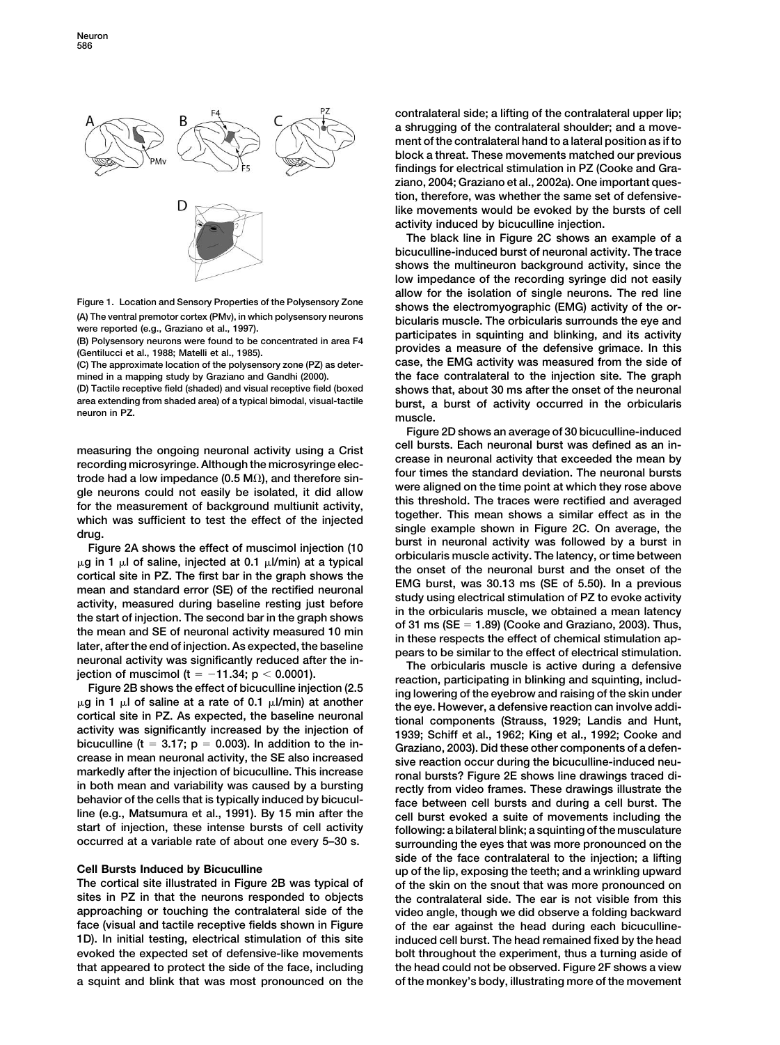Figure 1. Location and Sensory Properties of the Polysensory Zone

(A) The ventral premotor cortex (PMv), in which polysensory neurons were reported (e.g., Graziano et al., 1997).

(B) Polysensory neurons were found to be concentrated in area F4 (Gentilucci et al., 1988; Matelli et al., 1985).

(C) The approximate location of the polysensory zone (PZ) as determined in a mapping study by Graziano and Gandhi (2000).

(D) Tactile receptive field (shaded) and visual receptive field (boxed area extending from shaded area) of a typical bimodal, visual-tactile neuron in PZ.

measuring the ongoing neuronal activity using a Crist recording microsyringe. Although the microsyringe electrode had a low impedance (0.5 MΩ), and therefore single neurons could not easily be isolated, it did allow for the measurement of background multiunit activity, which was sufficient to test the effect of the injected drug.

Figure 2A shows the effect of muscimol injection (10 μg in 1 μl of saline, injected at 0.1 μl/min) at a typical cortical site in PZ. The first bar in the graph shows the mean and standard error (SE) of the rectified neuronal activity, measured during baseline resting just before the start of injection. The second bar in the graph shows the mean and SE of neuronal activity measured 10 min later, after the end of injection. As expected, the baseline neuronal activity was significantly reduced after the injection of muscimol ($t = -11.34$; $p < 0.0001$).

Figure 2B shows the effect of bicuculline injection (2.5 μg in 1 μl of saline at a rate of 0.1 μl/min) at another cortical site in PZ. As expected, the baseline neuronal activity was significantly increased by the injection of bicuculline ($t = 3.17$; $p = 0.003$). In addition to the increase in mean neuronal activity, the SE also increased markedly after the injection of bicuculline. This increase in both mean and variability was caused by a bursting behavior of the cells that is typically induced by bicuculline (e.g., Matsumura et al., 1991). By 15 min after the start of injection, these intense bursts of cell activity occurred at a variable rate of about one every 5–30 s.

## Cell Bursts Induced by Bicuculline

The cortical site illustrated in Figure 2B was typical of sites in PZ in that the neurons responded to objects approaching or touching the contralateral side of the face (visual and tactile receptive fields shown in Figure 1D). In initial testing, electrical stimulation of this site evoked the expected set of defensive-like movements that appeared to protect the side of the face, including a squint and blink that was most pronounced on the contralateral side; a lifting of the contralateral upper lip; a shrugging of the contralateral shoulder; and a movement of the contralateral hand to a lateral position as if to block a threat. These movements matched our previous findings for electrical stimulation in PZ (Cooke and Graziano, 2004; Graziano et al., 2002a). One important question, therefore, was whether the same set of defensive-like movements would be evoked by the bursts of cell activity induced by bicuculline injection.

The black line in Figure 2C shows an example of a bicuculline-induced burst of neuronal activity. The trace shows the multineuron background activity, since the low impedance of the recording syringe did not easily allow for the isolation of single neurons. The red line shows the electromyographic (EMG) activity of the orbicularis muscle. The orbicularis surrounds the eye and participates in squinting and blinking, and its activity provides a measure of the defensive grimace. In this case, the EMG activity was measured from the side of the face contralateral to the injection site. The graph shows that, about 30 ms after the onset of the neuronal burst, a burst of activity occurred in the orbicularis muscle.

Figure 2D shows an average of 30 bicuculline-induced cell bursts. Each neuronal burst was defined as an increase in neuronal activity that exceeded the mean by four times the standard deviation. The neuronal bursts were aligned on the time point at which they rose above this threshold. The traces were rectified and averaged together. This mean shows a similar effect as in the single example shown in Figure 2C. On average, the burst in neuronal activity was followed by a burst in orbicularis muscle activity. The latency, or time between the onset of the neuronal burst and the onset of the EMG burst, was 30.13 ms (SE of 5.50). In a previous study using electrical stimulation of PZ to evoke activity in the orbicularis muscle, we obtained a mean latency of 31 ms (SE = 1.89) (Cooke and Graziano, 2003). Thus, in these respects the effect of chemical stimulation appears to be similar to the effect of electrical stimulation.

The orbicularis muscle is active during a defensive reaction, participating in blinking and squinting, including lowering of the eyebrow and raising of the skin under the eye. However, a defensive reaction can involve additional components (Strauss, 1929; Landis and Hunt, 1939; Schiff et al., 1962; King et al., 1992; Cooke and Graziano, 2003). Did these other components of a defensive reaction occur during the bicuculline-induced neuronal bursts? Figure 2E shows line drawings traced directly from video frames. These drawings illustrate the face between cell bursts and during a cell burst. The cell burst evoked a suite of movements including the following: a bilateral blink; a squinting of the musculature surrounding the eyes that was more pronounced on the side of the face contralateral to the injection; a lifting up of the lip, exposing the teeth; and a wrinkling upward of the skin on the snout that was more pronounced on the contralateral side. The ear is not visible from this video angle, though we did observe a folding backward of the ear against the head during each bicuculline-induced cell burst. The head remained fixed by the head bolt throughout the experiment, thus a turning aside of the head could not be observed. Figure 2F shows a view of the monkey's body, illustrating more of the movement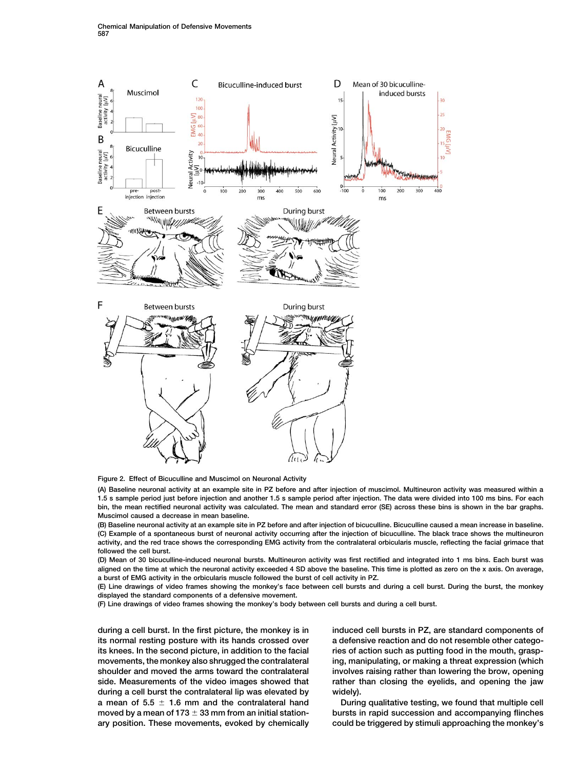A

Muscimol

Baseline neural activity [µV]

8
6
4
2
0

B

Bicuculline

Baseline neural activity [µV]

8
6
4
2
0

pre-injection post-injection

C

Bicuculline-induced burst

EMG [µV]

120
100
80
60
40
20
0

Neural Activity [µV]

10
0
-10

0 100 200 300 400 500 600

ms

D

Mean of 30 bicuculline-induced bursts

Neural Activity [µV]

15
10
5
0

EMG [µV]

30
25
20
15
10
5
0

-100 0 100 200 300 400

ms

E

Between bursts

During burst

F

Between bursts

During burst

**Figure 2. Effect of Bicuculline and Muscimol on Neuronal Activity**

**(A) Baseline neuronal activity at an example site in PZ before and after injection of muscimol. Multineuron activity was measured within a 1.5 s sample period just before injection and another 1.5 s sample period after injection. The data were divided into 100 ms bins. For each bin, the mean rectified neuronal activity was calculated. The mean and standard error (SE) across these bins is shown in the bar graphs. Muscimol caused a decrease in mean baseline.**

**(B) Baseline neuronal activity at an example site in PZ before and after injection of bicuculline. Bicuculline caused a mean increase in baseline.**

**(C) Example of a spontaneous burst of neuronal activity occurring after the injection of bicuculline. The black trace shows the multineuron activity, and the red trace shows the corresponding EMG activity from the contralateral orbicularis muscle, reflecting the facial grimace that followed the cell burst.**

**(D) Mean of 30 bicuculline-induced neuronal bursts. Multineuron activity was first rectified and integrated into 1 ms bins. Each burst was aligned on the time at which the neuronal activity exceeded 4 SD above the baseline. This time is plotted as zero on the x axis. On average, a burst of EMG activity in the orbicularis muscle followed the burst of cell activity in PZ.**

**(E) Line drawings of video frames showing the monkey's face between cell bursts and during a cell burst. During the burst, the monkey displayed the standard components of a defensive movement.**

**(F) Line drawings of video frames showing the monkey's body between cell bursts and during a cell burst.**

during a cell burst. In the first picture, the monkey is in its normal resting posture with its hands crossed over its knees. In the second picture, in addition to the facial movements, the monkey also shrugged the contralateral shoulder and moved the arms toward the contralateral side. Measurements of the video images showed that during a cell burst the contralateral lip was elevated by a mean of 5.5 ± 1.6 mm and the contralateral hand moved by a mean of 173 ± 33 mm from an initial stationary position. These movements, evoked by chemically induced cell bursts in PZ, are standard components of a defensive reaction and do not resemble other categories of action such as putting food in the mouth, grasping, manipulating, or making a threat expression (which involves raising rather than lowering the brow, opening rather than closing the eyelids, and opening the jaw widely).

During qualitative testing, we found that multiple cell bursts in rapid succession and accompanying flinches could be triggered by stimuli approaching the monkey's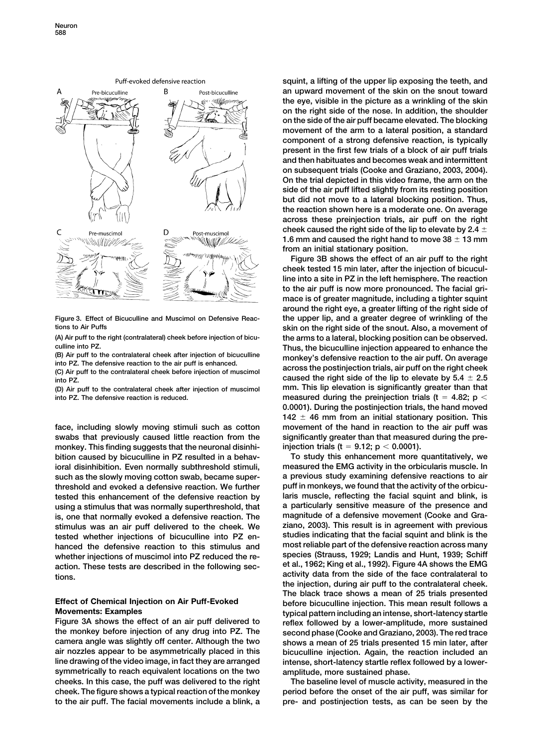Figure 3. Effect of Bicuculline and Muscimol on Defensive Reactions to Air Puffs

(A) Air puff to the right (contralateral) cheek before injection of bicuculline into PZ.

(B) Air puff to the contralateral cheek after injection of bicuculline into PZ. The defensive reaction to the air puff is enhanced.

(C) Air puff to the contralateral cheek before injection of muscimol into PZ.

(D) Air puff to the contralateral cheek after injection of muscimol into PZ. The defensive reaction is reduced.

face, including slowly moving stimuli such as cotton swabs that previously caused little reaction from the monkey. This finding suggests that the neuronal disinhibition caused by bicuculline in PZ resulted in a behavioral disinhibition. Even normally subthreshold stimuli, such as the slowly moving cotton swab, became suprathreshold and evoked a defensive reaction. We further tested this enhancement of the defensive reaction by using a stimulus that was normally superthreshold, that is, one that normally evoked a defensive reaction. The stimulus was an air puff delivered to the cheek. We tested whether injections of bicuculline into PZ enhanced the defensive reaction to this stimulus and whether injections of muscimol into PZ reduced the reaction. These tests are described in the following sections.

## Effect of Chemical Injection on Air Puff-Evoked Movements: Examples

Figure 3A shows the effect of an air puff delivered to the monkey before injection of any drug into PZ. The camera angle was slightly off center. Although the two air nozzles appear to be asymmetrically placed in this line drawing of the video image, in fact they are arranged symmetrically to reach equivalent locations on the two cheeks. In this case, the puff was delivered to the right cheek. The figure shows a typical reaction of the monkey to the air puff. The facial movements include a blink, a squint, a lifting of the upper lip exposing the teeth, and an upward movement of the skin on the snout toward the eye, visible in the picture as a wrinkling of the skin on the right side of the nose. In addition, the shoulder on the side of the air puff became elevated. The blocking movement of the arm to a lateral position, a standard component of a strong defensive reaction, is typically present in the first few trials of a block of air puff trials and then habituates and becomes weak and intermittent on subsequent trials (Cooke and Graziano, 2003, 2004). On the trial depicted in this video frame, the arm on the side of the air puff lifted slightly from its resting position but did not move to a lateral blocking position. Thus, the reaction shown here is a moderate one. On average across these preinjection trials, air puff on the right cheek caused the right side of the lip to elevate by 2.4 $\pm$ 1.6 mm and caused the right hand to move 38 $\pm$ 13 mm from an initial stationary position.

Figure 3B shows the effect of an air puff to the right cheek tested 15 min later, after the injection of bicuculline into a site in PZ in the left hemisphere. The reaction to the air puff is now more pronounced. The facial grimace is of greater magnitude, including a tighter squint around the right eye, a greater lifting of the right side of the upper lip, and a greater degree of wrinkling of the skin on the right side of the snout. Also, a movement of the arms to a lateral, blocking position can be observed. Thus, the bicuculline injection appeared to enhance the monkey's defensive reaction to the air puff. On average across the postinjection trials, air puff on the right cheek caused the right side of the lip to elevate by 5.4 $\pm$ 2.5 mm. This lip elevation is significantly greater than that measured during the preinjection trials ($t = 4.82$; $p < 0.0001$). During the postinjection trials, the hand moved 142 $\pm$ 46 mm from an initial stationary position. This movement of the hand in reaction to the air puff was significantly greater than that measured during the preinjection trials ($t = 9.12$; $p < 0.0001$).

To study this enhancement more quantitatively, we measured the EMG activity in the orbicularis muscle. In a previous study examining defensive reactions to air puff in monkeys, we found that the activity of the orbicularis muscle, reflecting the facial squint and blink, is a particularly sensitive measure of the presence and magnitude of a defensive movement (Cooke and Graziano, 2003). This result is in agreement with previous studies indicating that the facial squint and blink is the most reliable part of the defensive reaction across many species (Strauss, 1929; Landis and Hunt, 1939; Schiff et al., 1962; King et al., 1992). Figure 4A shows the EMG activity data from the side of the face contralateral to the injection, during air puff to the contralateral cheek. The black trace shows a mean of 25 trials presented before bicuculline injection. This mean result follows a typical pattern including an intense, short-latency startle reflex followed by a lower-amplitude, more sustained second phase (Cooke and Graziano, 2003). The red trace shows a mean of 25 trials presented 15 min later, after bicuculline injection. Again, the reaction included an intense, short-latency startle reflex followed by a lower-amplitude, more sustained phase.

The baseline level of muscle activity, measured in the period before the onset of the air puff, was similar for pre- and postinjection tests, as can be seen by the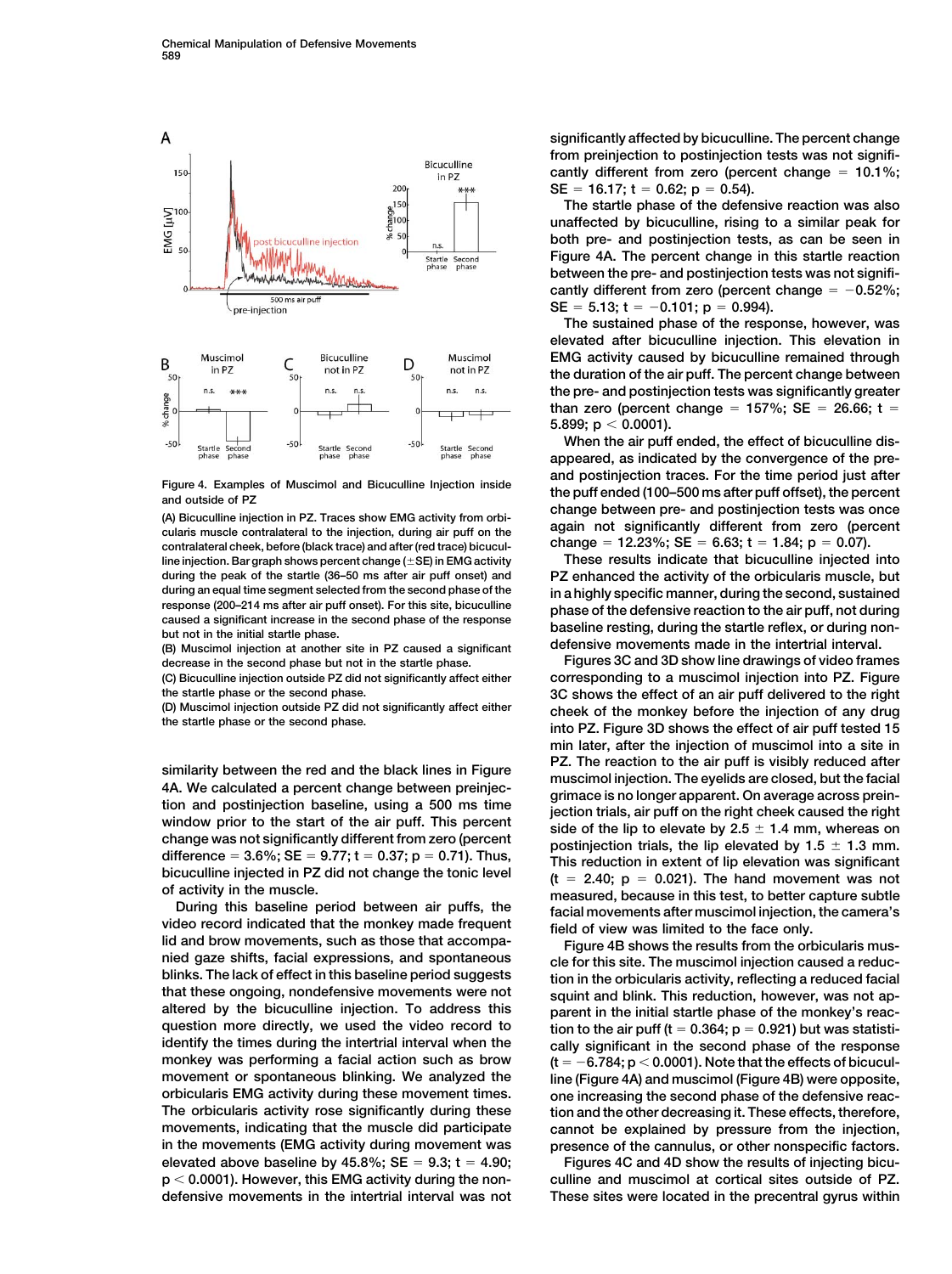Figure 4. Examples of Muscimol and Bicuculline Injection inside and outside of PZ

(A) Bicuculline injection in PZ. Traces show EMG activity from orbicularis muscle contralateral to the injection, during air puff on the contralateral cheek, before (black trace) and after (red trace) bicuculline injection. Bar graph shows percent change (±SE) in EMG activity during the peak of the startle (36–50 ms after air puff onset) and during an equal time segment selected from the second phase of the response (200–214 ms after air puff onset). For this site, bicuculline caused a significant increase in the second phase of the response but not in the initial startle phase.

(B) Muscimol injection at another site in PZ caused a significant decrease in the second phase but not in the startle phase.

(C) Bicuculline injection outside PZ did not significantly affect either the startle phase or the second phase.

(D) Muscimol injection outside PZ did not significantly affect either the startle phase or the second phase.

similarity between the red and the black lines in Figure 4A. We calculated a percent change between preinjection and postinjection baseline, using a 500 ms time window prior to the start of the air puff. This percent change was not significantly different from zero (percent difference = 3.6%; SE = 9.77; t = 0.37; p = 0.71). Thus, bicuculline injected in PZ did not change the tonic level of activity in the muscle.

During this baseline period between air puffs, the video record indicated that the monkey made frequent lid and brow movements, such as those that accompanied gaze shifts, facial expressions, and spontaneous blinks. The lack of effect in this baseline period suggests that these ongoing, nondefensive movements were not altered by the bicuculline injection. To address this question more directly, we used the video record to identify the times during the intertrial interval when the monkey was performing a facial action such as brow movement or spontaneous blinking. We analyzed the orbicularis EMG activity during these movement times. The orbicularis activity rose significantly during these movements, indicating that the muscle did participate in the movements (EMG activity during movement was elevated above baseline by 45.8%; SE = 9.3; t = 4.90; $p < 0.0001$). However, this EMG activity during the nondefensive movements in the intertrial interval was not significantly affected by bicuculline. The percent change from preinjection to postinjection tests was not significantly different from zero (percent change = 10.1%; SE = 16.17; t = 0.62; p = 0.54).

The startle phase of the defensive reaction was also unaffected by bicuculline, rising to a similar peak for both pre- and postinjection tests, as can be seen in Figure 4A. The percent change in this startle reaction between the pre- and postinjection tests was not significantly different from zero (percent change = −0.52%; SE = 5.13; t = −0.101; p = 0.994).

The sustained phase of the response, however, was elevated after bicuculline injection. This elevation in EMG activity caused by bicuculline remained through the duration of the air puff. The percent change between the pre- and postinjection tests was significantly greater than zero (percent change = 157%; SE = 26.66; t = 5.899; $p < 0.0001$).

When the air puff ended, the effect of bicuculline disappeared, as indicated by the convergence of the pre- and postinjection traces. For the time period just after the puff ended (100–500 ms after puff offset), the percent change between pre- and postinjection tests was once again not significantly different from zero (percent change = 12.23%; SE = 6.63; t = 1.84; p = 0.07).

These results indicate that bicuculline injected into PZ enhanced the activity of the orbicularis muscle, but in a highly specific manner, during the second, sustained phase of the defensive reaction to the air puff, not during baseline resting, during the startle reflex, or during nondefensive movements made in the intertrial interval.

Figures 3C and 3D show line drawings of video frames corresponding to a muscimol injection into PZ. Figure 3C shows the effect of an air puff delivered to the right cheek of the monkey before the injection of any drug into PZ. Figure 3D shows the effect of air puff tested 15 min later, after the injection of muscimol into a site in PZ. The reaction to the air puff is visibly reduced after muscimol injection. The eyelids are closed, but the facial grimace is no longer apparent. On average across preinjection trials, air puff on the right cheek caused the right side of the lip to elevate by 2.5 ± 1.4 mm, whereas on postinjection trials, the lip elevated by 1.5 ± 1.3 mm. This reduction in extent of lip elevation was significant (t = 2.40; p = 0.021). The hand movement was not measured, because in this test, to better capture subtle facial movements after muscimol injection, the camera's field of view was limited to the face only.

Figure 4B shows the results from the orbicularis muscle for this site. The muscimol injection caused a reduction in the orbicularis activity, reflecting a reduced facial squint and blink. This reduction, however, was not apparent in the initial startle phase of the monkey's reaction to the air puff (t = 0.364; p = 0.921) but was statistically significant in the second phase of the response (t = −6.784; $p < 0.0001$). Note that the effects of bicuculline (Figure 4A) and muscimol (Figure 4B) were opposite, one increasing the second phase of the defensive reaction and the other decreasing it. These effects, therefore, cannot be explained by pressure from the injection, presence of the cannulus, or other nonspecific factors.

Figures 4C and 4D show the results of injecting bicuculline and muscimol at cortical sites outside of PZ. These sites were located in the precentral gyrus within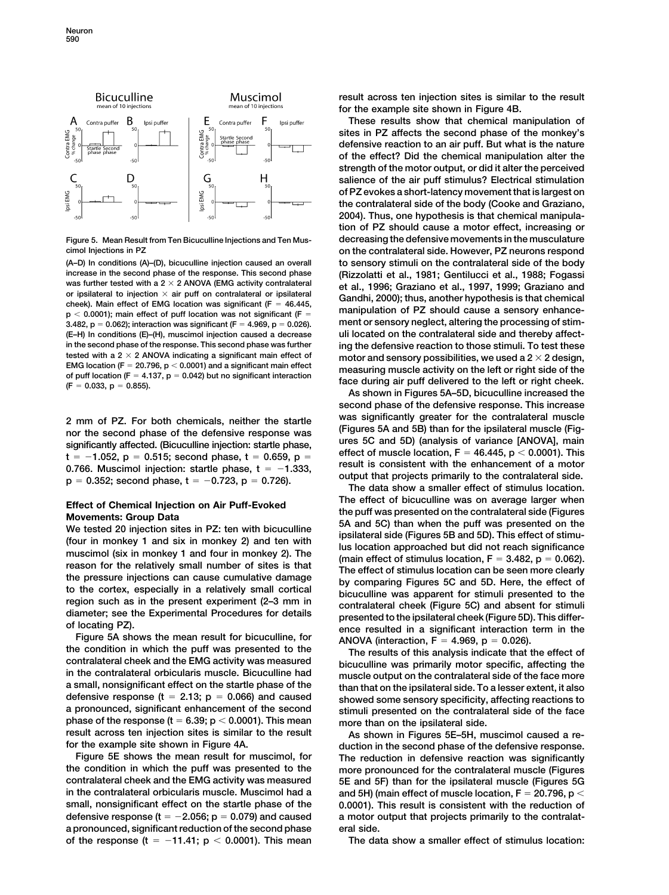Figure 5. Mean Result from Ten Bicuculline Injections and Ten Muscimol Injections in PZ

(A–D) In conditions (A)–(D), bicuculline injection caused an overall increase in the second phase of the response. This second phase was further tested with a 2 × 2 ANOVA (EMG activity contralateral or ipsilateral to injection × air puff on contralateral or ipsilateral cheek). Main effect of EMG location was significant ($F = 46.445$, $p < 0.0001$); main effect of puff location was not significant ($F = 3.482$, $p = 0.062$); interaction was significant ($F = 4.969$, $p = 0.026$). (E–H) In conditions (E)–(H), muscimol injection caused a decrease in the second phase of the response. This second phase was further tested with a 2 × 2 ANOVA indicating a significant main effect of EMG location ($F = 20.796$, $p < 0.0001$) and a significant main effect of puff location ($F = 4.137$, $p = 0.042$) but no significant interaction ($F = 0.033$, $p = 0.855$).

2 mm of PZ. For both chemicals, neither the startle nor the second phase of the defensive response was significantly affected. (Bicuculline injection: startle phase, $t = -1.052$, $p = 0.515$; second phase, $t = 0.659$, $p = 0.766$. Muscimol injection: startle phase, $t = -1.333$, $p = 0.352$; second phase, $t = -0.723$, $p = 0.726$).

## Effect of Chemical Injection on Air Puff-Evoked Movements: Group Data

We tested 20 injection sites in PZ: ten with bicuculline (four in monkey 1 and six in monkey 2) and ten with muscimol (six in monkey 1 and four in monkey 2). The reason for the relatively small number of sites is that the pressure injections can cause cumulative damage to the cortex, especially in a relatively small cortical region such as in the present experiment (2–3 mm in diameter; see the Experimental Procedures for details of locating PZ).

Figure 5A shows the mean result for bicuculline, for the condition in which the puff was presented to the contralateral cheek and the EMG activity was measured in the contralateral orbicularis muscle. Bicuculline had a small, nonsignificant effect on the startle phase of the defensive response ($t = 2.13$; $p = 0.066$) and caused a pronounced, significant enhancement of the second phase of the response ($t = 6.39$; $p < 0.0001$). This mean result across ten injection sites is similar to the result for the example site shown in Figure 4A.

Figure 5E shows the mean result for muscimol, for the condition in which the puff was presented to the contralateral cheek and the EMG activity was measured in the contralateral orbicularis muscle. Muscimol had a small, nonsignificant effect on the startle phase of the defensive response ($t = -2.056$; $p = 0.079$) and caused a pronounced, significant reduction of the second phase of the response ($t = -11.41$; $p < 0.0001$). This mean result across ten injection sites is similar to the result for the example site shown in Figure 4B.

These results show that chemical manipulation of sites in PZ affects the second phase of the monkey's defensive reaction to an air puff. But what is the nature of the effect? Did the chemical manipulation alter the strength of the motor output, or did it alter the perceived salience of the air puff stimulus? Electrical stimulation of PZ evokes a short-latency movement that is largest on the contralateral side of the body (Cooke and Graziano, 2004). Thus, one hypothesis is that chemical manipulation of PZ should cause a motor effect, increasing or decreasing the defensive movements in the musculature on the contralateral side. However, PZ neurons respond to sensory stimuli on the contralateral side of the body (Rizzolatti et al., 1981; Gentilucci et al., 1988; Fogassi et al., 1996; Graziano et al., 1997, 1999; Graziano and Gandhi, 2000); thus, another hypothesis is that chemical manipulation of PZ should cause a sensory enhancement or sensory neglect, altering the processing of stimuli located on the contralateral side and thereby affecting the defensive reaction to those stimuli. To test these motor and sensory possibilities, we used a 2 × 2 design, measuring muscle activity on the left or right side of the face during air puff delivered to the left or right cheek.

As shown in Figures 5A–5D, bicuculline increased the second phase of the defensive response. This increase was significantly greater for the contralateral muscle (Figures 5A and 5B) than for the ipsilateral muscle (Figures 5C and 5D) (analysis of variance [ANOVA], main effect of muscle location, $F = 46.445$, $p < 0.0001$). This result is consistent with the enhancement of a motor output that projects primarily to the contralateral side.

The data show a smaller effect of stimulus location. The effect of bicuculline was on average larger when the puff was presented on the contralateral side (Figures 5A and 5C) than when the puff was presented on the ipsilateral side (Figures 5B and 5D). This effect of stimulus location approached but did not reach significance (main effect of stimulus location, $F = 3.482$, $p = 0.062$). The effect of stimulus location can be seen more clearly by comparing Figures 5C and 5D. Here, the effect of bicuculline was apparent for stimuli presented to the contralateral cheek (Figure 5C) and absent for stimuli presented to the ipsilateral cheek (Figure 5D). This difference resulted in a significant interaction term in the ANOVA (interaction, $F = 4.969$, $p = 0.026$).

The results of this analysis indicate that the effect of bicuculline was primarily motor specific, affecting the muscle output on the contralateral side of the face more than that on the ipsilateral side. To a lesser extent, it also showed some sensory specificity, affecting reactions to stimuli presented on the contralateral side of the face more than on the ipsilateral side.

As shown in Figures 5E–5H, muscimol caused a reduction in the second phase of the defensive response. The reduction in defensive reaction was significantly more pronounced for the contralateral muscle (Figures 5E and 5F) than for the ipsilateral muscle (Figures 5G and 5H) (main effect of muscle location, $F = 20.796$, $p < 0.0001$). This result is consistent with the reduction of a motor output that projects primarily to the contralateral side.

The data show a smaller effect of stimulus location: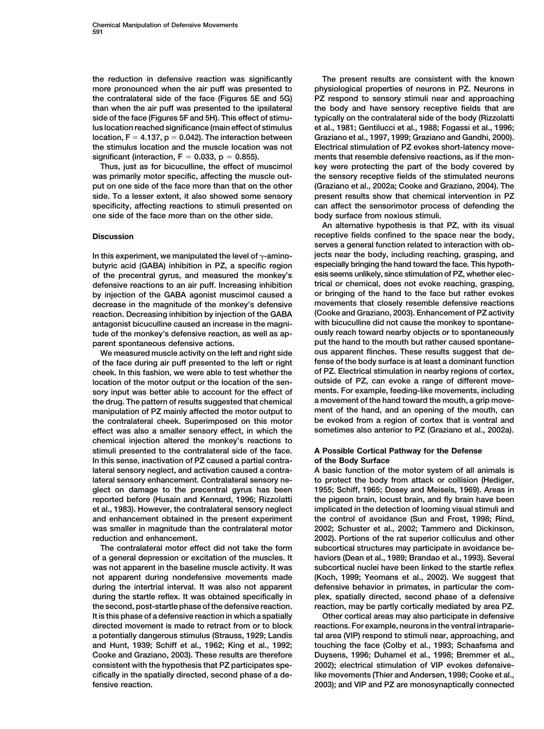the reduction in defensive reaction was significantly more pronounced when the air puff was presented to the contralateral side of the face (Figures 5E and 5G) than when the air puff was presented to the ipsilateral side of the face (Figures 5F and 5H). This effect of stimulus location reached significance (main effect of stimulus location, $F = 4.137$, $p = 0.042$). The interaction between the stimulus location and the muscle location was not significant (interaction, $F = 0.033$, $p = 0.855$).

Thus, just as for bicuculline, the effect of muscimol was primarily motor specific, affecting the muscle output on one side of the face more than that on the other side. To a lesser extent, it also showed some sensory specificity, affecting reactions to stimuli presented on one side of the face more than on the other side.

## Discussion

In this experiment, we manipulated the level of $\gamma$-aminobutyric acid (GABA) inhibition in PZ, a specific region of the precentral gyrus, and measured the monkey's defensive reactions to an air puff. Increasing inhibition by injection of the GABA agonist muscimol caused a decrease in the magnitude of the monkey's defensive reaction. Decreasing inhibition by injection of the GABA antagonist bicuculline caused an increase in the magnitude of the monkey's defensive reaction, as well as apparent spontaneous defensive actions.

We measured muscle activity on the left and right side of the face during air puff presented to the left or right cheek. In this fashion, we were able to test whether the location of the motor output or the location of the sensory input was better able to account for the effect of the drug. The pattern of results suggested that chemical manipulation of PZ mainly affected the motor output to the contralateral cheek. Superimposed on this motor effect was also a smaller sensory effect, in which the chemical injection altered the monkey's reactions to stimuli presented to the contralateral side of the face. In this sense, inactivation of PZ caused a partial contralateral sensory neglect, and activation caused a contralateral sensory enhancement. Contralateral sensory neglect on damage to the precentral gyrus has been reported before (Husain and Kennard, 1996; Rizzolatti et al., 1983). However, the contralateral sensory neglect and enhancement obtained in the present experiment was smaller in magnitude than the contralateral motor reduction and enhancement.

The contralateral motor effect did not take the form of a general depression or excitation of the muscles. It was not apparent in the baseline muscle activity. It was not apparent during nondefensive movements made during the intertrial interval. It was also not apparent during the startle reflex. It was obtained specifically in the second, post-startle phase of the defensive reaction. It is this phase of a defensive reaction in which a spatially directed movement is made to retract from or to block a potentially dangerous stimulus (Strauss, 1929; Landis and Hunt, 1939; Schiff et al., 1962; King et al., 1992; Cooke and Graziano, 2003). These results are therefore consistent with the hypothesis that PZ participates specifically in the spatially directed, second phase of a defensive reaction.

The present results are consistent with the known physiological properties of neurons in PZ. Neurons in PZ respond to sensory stimuli near and approaching the body and have sensory receptive fields that are typically on the contralateral side of the body (Rizzolatti et al., 1981; Gentilucci et al., 1988; Fogassi et al., 1996; Graziano et al., 1997, 1999; Graziano and Gandhi, 2000). Electrical stimulation of PZ evokes short-latency movements that resemble defensive reactions, as if the monkey were protecting the part of the body covered by the sensory receptive fields of the stimulated neurons (Graziano et al., 2002a; Cooke and Graziano, 2004). The present results show that chemical intervention in PZ can affect the sensorimotor process of defending the body surface from noxious stimuli.

An alternative hypothesis is that PZ, with its visual receptive fields confined to the space near the body, serves a general function related to interaction with objects near the body, including reaching, grasping, and especially bringing the hand toward the face. This hypothesis seems unlikely, since stimulation of PZ, whether electrical or chemical, does not evoke reaching, grasping, or bringing of the hand to the face but rather evokes movements that closely resemble defensive reactions (Cooke and Graziano, 2003). Enhancement of PZ activity with bicuculline did not cause the monkey to spontaneously reach toward nearby objects or to spontaneously put the hand to the mouth but rather caused spontaneous apparent flinches. These results suggest that defense of the body surface is at least a dominant function of PZ. Electrical stimulation in nearby regions of cortex, outside of PZ, can evoke a range of different movements. For example, feeding-like movements, including a movement of the hand toward the mouth, a grip movement of the hand, and an opening of the mouth, can be evoked from a region of cortex that is ventral and sometimes also anterior to PZ (Graziano et al., 2002a).

### A Possible Cortical Pathway for the Defense of the Body Surface

A basic function of the motor system of all animals is to protect the body from attack or collision (Hediger, 1955; Schiff, 1965; Dosey and Meisels, 1969). Areas in the pigeon brain, locust brain, and fly brain have been implicated in the detection of looming visual stimuli and the control of avoidance (Sun and Frost, 1998; Rind, 2002; Schuster et al., 2002; Tammero and Dickinson, 2002). Portions of the rat superior colliculus and other subcortical structures may participate in avoidance behaviors (Dean et al., 1989; Brandao et al., 1993). Several subcortical nuclei have been linked to the startle reflex (Koch, 1999; Yeomans et al., 2002). We suggest that defensive behavior in primates, in particular the complex, spatially directed, second phase of a defensive reaction, may be partly cortically mediated by area PZ.

Other cortical areas may also participate in defensive reactions. For example, neurons in the ventral intraparietal area (VIP) respond to stimuli near, approaching, and touching the face (Colby et al., 1993; Schaafsma and Duysens, 1996; Duhamel et al., 1998; Bremmer et al., 2002); electrical stimulation of VIP evokes defensive-like movements (Thier and Andersen, 1998; Cooke et al., 2003); and VIP and PZ are monosynaptically connected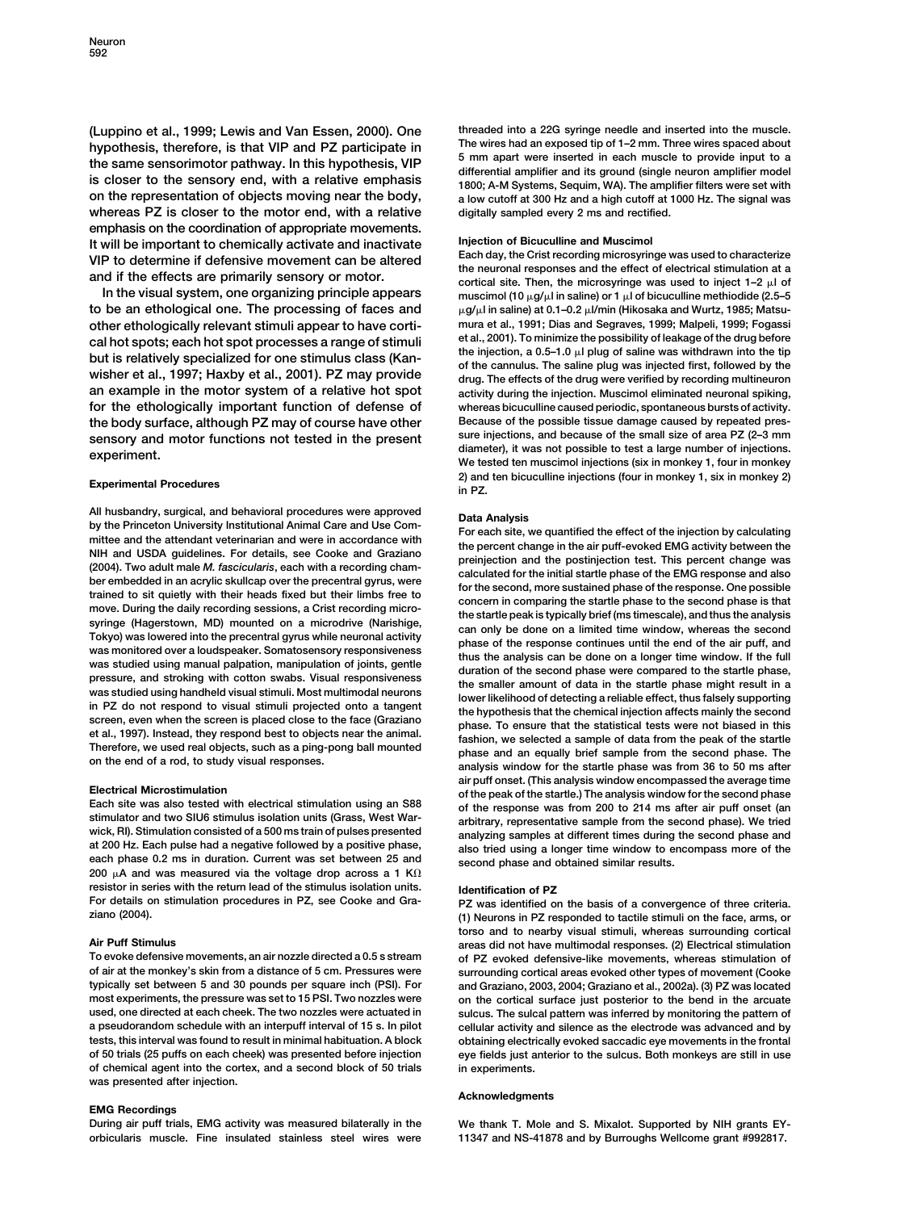(Luppino et al., 1999; Lewis and Van Essen, 2000). One hypothesis, therefore, is that VIP and PZ participate in the same sensorimotor pathway. In this hypothesis, VIP is closer to the sensory end, with a relative emphasis on the representation of objects moving near the body, whereas PZ is closer to the motor end, with a relative emphasis on the coordination of appropriate movements. It will be important to chemically activate and inactivate VIP to determine if defensive movement can be altered and if the effects are primarily sensory or motor.

In the visual system, one organizing principle appears to be an ethological one. The processing of faces and other ethologically relevant stimuli appear to have cortical hot spots; each hot spot processes a range of stimuli but is relatively specialized for one stimulus class (Kanwisher et al., 1997; Haxby et al., 2001). PZ may provide an example in the motor system of a relative hot spot for the ethologically important function of defense of the body surface, although PZ may of course have other sensory and motor functions not tested in the present experiment.

## Experimental Procedures

All husbandry, surgical, and behavioral procedures were approved by the Princeton University Institutional Animal Care and Use Committee and the attendant veterinarian and were in accordance with NIH and USDA guidelines. For details, see Cooke and Graziano (2004). Two adult male *M. fascicularis*, each with a recording chamber embedded in an acrylic skullcap over the precentral gyrus, were trained to sit quietly with their heads fixed but their limbs free to move. During the daily recording sessions, a Crist recording microsyringe (Hagerstown, MD) mounted on a microdrive (Narishige, Tokyo) was lowered into the precentral gyrus while neuronal activity was monitored over a loudspeaker. Somatosensory responsiveness was studied using manual palpation, manipulation of joints, gentle pressure, and stroking with cotton swabs. Visual responsiveness was studied using handheld visual stimuli. Most multimodal neurons in PZ do not respond to visual stimuli projected onto a tangent screen, even when the screen is placed close to the face (Graziano et al., 1997). Instead, they respond best to objects near the animal. Therefore, we used real objects, such as a ping-pong ball mounted on the end of a rod, to study visual responses.

### Electrical Microstimulation

Each site was also tested with electrical stimulation using an S88 stimulator and two SIU6 stimulus isolation units (Grass, West Warwick, RI). Stimulation consisted of a 500 ms train of pulses presented at 200 Hz. Each pulse had a negative followed by a positive phase, each phase 0.2 ms in duration. Current was set between 25 and 200 μA and was measured via the voltage drop across a 1 KΩ resistor in series with the return lead of the stimulus isolation units. For details on stimulation procedures in PZ, see Cooke and Graziano (2004).

### Air Puff Stimulus

To evoke defensive movements, an air nozzle directed a 0.5 s stream of air at the monkey's skin from a distance of 5 cm. Pressures were typically set between 5 and 30 pounds per square inch (PSI). For most experiments, the pressure was set to 15 PSI. Two nozzles were used, one directed at each cheek. The two nozzles were actuated in a pseudorandom schedule with an interpuff interval of 15 s. In pilot tests, this interval was found to result in minimal habituation. A block of 50 trials (25 puffs on each cheek) was presented before injection of chemical agent into the cortex, and a second block of 50 trials was presented after injection.

### EMG Recordings

During air puff trials, EMG activity was measured bilaterally in the orbicularis muscle. Fine insulated stainless steel wires were threaded into a 22G syringe needle and inserted into the muscle. The wires had an exposed tip of 1–2 mm. Three wires spaced about 5 mm apart were inserted in each muscle to provide input to a differential amplifier and its ground (single neuron amplifier model 1800; A-M Systems, Sequim, WA). The amplifier filters were set with a low cutoff at 300 Hz and a high cutoff at 1000 Hz. The signal was digitally sampled every 2 ms and rectified.

### Injection of Bicuculline and Muscimol

Each day, the Crist recording microsyringe was used to characterize the neuronal responses and the effect of electrical stimulation at a cortical site. Then, the microsyringe was used to inject 1–2 μl of muscimol (10 μg/μl in saline) or 1 μl of bicuculline methiodide (2.5–5 μg/μl in saline) at 0.1–0.2 μl/min (Hikosaka and Wurtz, 1985; Matsumura et al., 1991; Dias and Segraves, 1999; Malpeli, 1999; Fogassi et al., 2001). To minimize the possibility of leakage of the drug before the injection, a 0.5–1.0 μl plug of saline was withdrawn into the tip of the cannulus. The saline plug was injected first, followed by the drug. The effects of the drug were verified by recording multineuron activity during the injection. Muscimol eliminated neuronal spiking, whereas bicuculline caused periodic, spontaneous bursts of activity. Because of the possible tissue damage caused by repeated pressure injections, and because of the small size of area PZ (2–3 mm diameter), it was not possible to test a large number of injections. We tested ten muscimol injections (six in monkey 1, four in monkey 2) and ten bicuculline injections (four in monkey 1, six in monkey 2) in PZ.

### Data Analysis

For each site, we quantified the effect of the injection by calculating the percent change in the air puff-evoked EMG activity between the preinjection and the postinjection test. This percent change was calculated for the initial startle phase of the EMG response and also for the second, more sustained phase of the response. One possible concern in comparing the startle phase to the second phase is that the startle peak is typically brief (ms timescale), and thus the analysis can only be done on a limited time window, whereas the second phase of the response continues until the end of the air puff, and thus the analysis can be done on a longer time window. If the full duration of the second phase were compared to the startle phase, the smaller amount of data in the startle phase might result in a lower likelihood of detecting a reliable effect, thus falsely supporting the hypothesis that the chemical injection affects mainly the second phase. To ensure that the statistical tests were not biased in this fashion, we selected a sample of data from the peak of the startle phase and an equally brief sample from the second phase. The analysis window for the startle phase was from 36 to 50 ms after air puff onset. (This analysis window encompassed the average time of the peak of the startle.) The analysis window for the second phase of the response was from 200 to 214 ms after air puff onset (an arbitrary, representative sample from the second phase). We tried analyzing samples at different times during the second phase and also tried using a longer time window to encompass more of the second phase and obtained similar results.

### Identification of PZ

PZ was identified on the basis of a convergence of three criteria. (1) Neurons in PZ responded to tactile stimuli on the face, arms, or torso and to nearby visual stimuli, whereas surrounding cortical areas did not have multimodal responses. (2) Electrical stimulation of PZ evoked defensive-like movements, whereas stimulation of surrounding cortical areas evoked other types of movement (Cooke and Graziano, 2003, 2004; Graziano et al., 2002a). (3) PZ was located on the cortical surface just posterior to the bend in the arcuate sulcus. The sulcal pattern was inferred by monitoring the pattern of cellular activity and silence as the electrode was advanced and by obtaining electrically evoked saccadic eye movements in the frontal eye fields just anterior to the sulcus. Both monkeys are still in use in experiments.

## Acknowledgments

We thank T. Mole and S. Mixalot. Supported by NIH grants EY-11347 and NS-41878 and by Burroughs Wellcome grant #992817.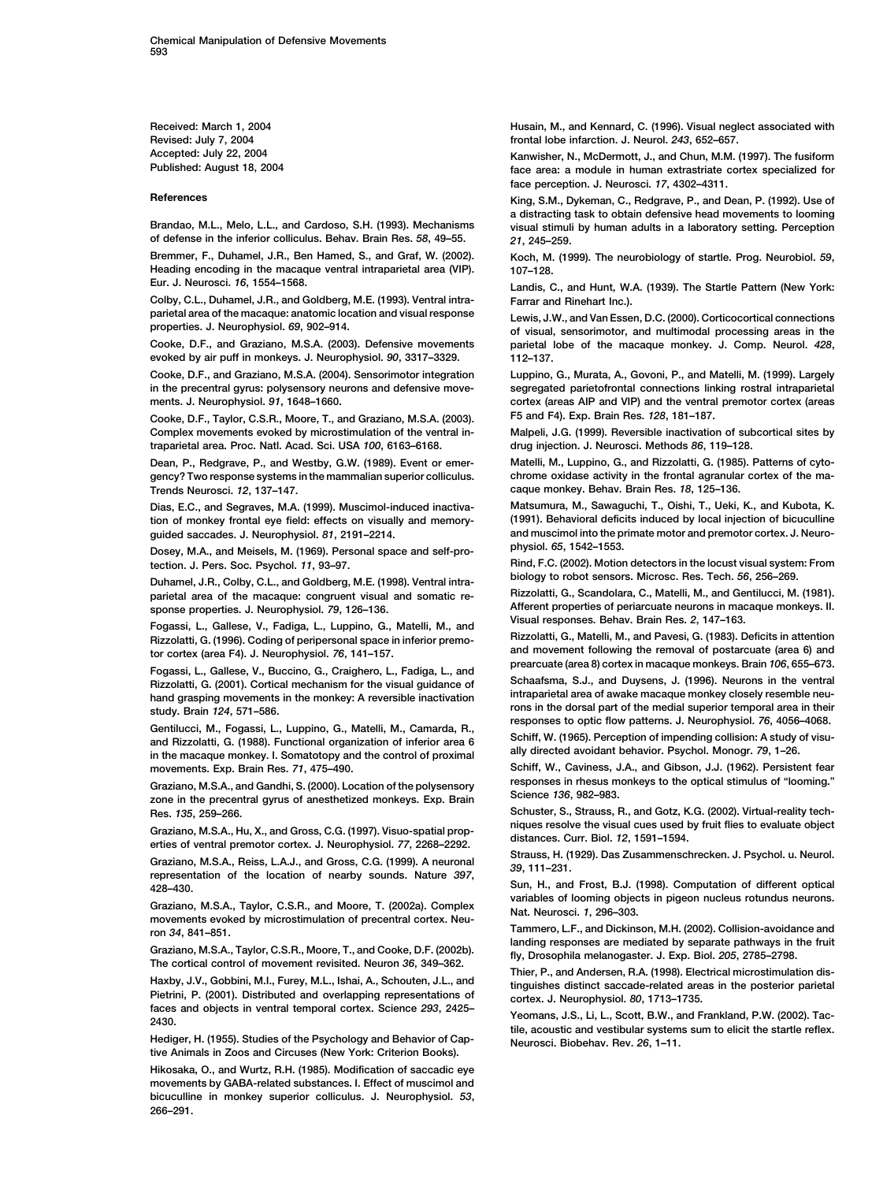Received: March 1, 2004
Revised: July 7, 2004
Accepted: July 22, 2004
Published: August 18, 2004

## References

Brandao, M.L., Melo, L.L., and Cardoso, S.H. (1993). Mechanisms of defense in the inferior colliculus. Behav. Brain Res. *58*, 49–55.

Bremmer, F., Duhamel, J.R., Ben Hamed, S., and Graf, W. (2002). Heading encoding in the macaque ventral intraparietal area (VIP). Eur. J. Neurosci. *16*, 1554–1568.

Colby, C.L., Duhamel, J.R., and Goldberg, M.E. (1993). Ventral intraparietal area of the macaque: anatomic location and visual response properties. J. Neurophysiol. *69*, 902–914.

Cooke, D.F., and Graziano, M.S.A. (2003). Defensive movements evoked by air puff in monkeys. J. Neurophysiol. *90*, 3317–3329.

Cooke, D.F., and Graziano, M.S.A. (2004). Sensorimotor integration in the precentral gyrus: polysensory neurons and defensive movements. J. Neurophysiol. *91*, 1648–1660.

Cooke, D.F., Taylor, C.S.R., Moore, T., and Graziano, M.S.A. (2003). Complex movements evoked by microstimulation of the ventral intraparietal area. Proc. Natl. Acad. Sci. USA *100*, 6163–6168.

Dean, P., Redgrave, P., and Westby, G.W. (1989). Event or emergency? Two response systems in the mammalian superior colliculus. Trends Neurosci. *12*, 137–147.

Dias, E.C., and Segraves, M.A. (1999). Muscimol-induced inactivation of monkey frontal eye field: effects on visually and memory-guided saccades. J. Neurophysiol. *81*, 2191–2214.

Dosey, M.A., and Meisels, M. (1969). Personal space and self-protection. J. Pers. Soc. Psychol. *11*, 93–97.

Duhamel, J.R., Colby, C.L., and Goldberg, M.E. (1998). Ventral intraparietal area of the macaque: congruent visual and somatic response properties. J. Neurophysiol. *79*, 126–136.

Fogassi, L., Gallese, V., Fadiga, L., Luppino, G., Matelli, M., and Rizzolatti, G. (1996). Coding of peripersonal space in inferior premotor cortex (area F4). J. Neurophysiol. *76*, 141–157.

Fogassi, L., Gallese, V., Buccino, G., Craighero, L., Fadiga, L., and Rizzolatti, G. (2001). Cortical mechanism for the visual guidance of hand grasping movements in the monkey: A reversible inactivation study. Brain *124*, 571–586.

Gentilucci, M., Fogassi, L., Luppino, G., Matelli, M., Camarda, R., and Rizzolatti, G. (1988). Functional organization of inferior area 6 in the macaque monkey. I. Somatotopy and the control of proximal movements. Exp. Brain Res. *71*, 475–490.

Graziano, M.S.A., and Gandhi, S. (2000). Location of the polysensory zone in the precentral gyrus of anesthetized monkeys. Exp. Brain Res. *135*, 259–266.

Graziano, M.S.A., Hu, X., and Gross, C.G. (1997). Visuo-spatial properties of ventral premotor cortex. J. Neurophysiol. *77*, 2268–2292.

Graziano, M.S.A., Reiss, L.A.J., and Gross, C.G. (1999). A neuronal representation of the location of nearby sounds. Nature *397*, 428–430.

Graziano, M.S.A., Taylor, C.S.R., and Moore, T. (2002a). Complex movements evoked by microstimulation of precentral cortex. Neuron *34*, 841–851.

Graziano, M.S.A., Taylor, C.S.R., Moore, T., and Cooke, D.F. (2002b). The cortical control of movement revisited. Neuron *36*, 349–362.

Haxby, J.V., Gobbini, M.I., Furey, M.L., Ishai, A., Schouten, J.L., and Pietrini, P. (2001). Distributed and overlapping representations of faces and objects in ventral temporal cortex. Science *293*, 2425–2430.

Hediger, H. (1955). Studies of the Psychology and Behavior of Captive Animals in Zoos and Circuses (New York: Criterion Books).

Hikosaka, O., and Wurtz, R.H. (1985). Modification of saccadic eye movements by GABA-related substances. I. Effect of muscimol and bicuculline in monkey superior colliculus. J. Neurophysiol. *53*, 266–291.

Husain, M., and Kennard, C. (1996). Visual neglect associated with frontal lobe infarction. J. Neurol. *243*, 652–657.

Kanwisher, N., McDermott, J., and Chun, M.M. (1997). The fusiform face area: a module in human extrastriate cortex specialized for face perception. J. Neurosci. *17*, 4302–4311.

King, S.M., Dykeman, C., Redgrave, P., and Dean, P. (1992). Use of a distracting task to obtain defensive head movements to looming visual stimuli by human adults in a laboratory setting. Perception *21*, 245–259.

Koch, M. (1999). The neurobiology of startle. Prog. Neurobiol. *59*, 107–128.

Landis, C., and Hunt, W.A. (1939). The Startle Pattern (New York: Farrar and Rinehart Inc.).

Lewis, J.W., and Van Essen, D.C. (2000). Corticocortical connections of visual, sensorimotor, and multimodal processing areas in the parietal lobe of the macaque monkey. J. Comp. Neurol. *428*, 112–137.

Luppino, G., Murata, A., Govoni, P., and Matelli, M. (1999). Largely segregated parietofrontal connections linking rostral intraparietal cortex (areas AIP and VIP) and the ventral premotor cortex (areas F5 and F4). Exp. Brain Res. *128*, 181–187.

Malpeli, J.G. (1999). Reversible inactivation of subcortical sites by drug injection. J. Neurosci. Methods *86*, 119–128.

Matelli, M., Luppino, G., and Rizzolatti, G. (1985). Patterns of cytochrome oxidase activity in the frontal agranular cortex of the macaque monkey. Behav. Brain Res. *18*, 125–136.

Matsumura, M., Sawaguchi, T., Oishi, T., Ueki, K., and Kubota, K. (1991). Behavioral deficits induced by local injection of bicuculline and muscimol into the primate motor and premotor cortex. J. Neurophysiol. *65*, 1542–1553.

Rind, F.C. (2002). Motion detectors in the locust visual system: From biology to robot sensors. Microsc. Res. Tech. *56*, 256–269.

Rizzolatti, G., Scandolara, C., Matelli, M., and Gentilucci, M. (1981). Afferent properties of periarcuate neurons in macaque monkeys. II. Visual responses. Behav. Brain Res. *2*, 147–163.

Rizzolatti, G., Matelli, M., and Pavesi, G. (1983). Deficits in attention and movement following the removal of postarcuate (area 6) and prearcuate (area 8) cortex in macaque monkeys. Brain *106*, 655–673.

Schaafsma, S.J., and Duysens, J. (1996). Neurons in the ventral intraparietal area of awake macaque monkey closely resemble neurons in the dorsal part of the medial superior temporal area in their responses to optic flow patterns. J. Neurophysiol. *76*, 4056–4068.

Schiff, W. (1965). Perception of impending collision: A study of visually directed avoidant behavior. Psychol. Monogr. *79*, 1–26.

Schiff, W., Caviness, J.A., and Gibson, J.J. (1962). Persistent fear responses in rhesus monkeys to the optical stimulus of "looming." Science *136*, 982–983.

Schuster, S., Strauss, R., and Gotz, K.G. (2002). Virtual-reality techniques resolve the visual cues used by fruit flies to evaluate object distances. Curr. Biol. *12*, 1591–1594.

Strauss, H. (1929). Das Zusammenschrecken. J. Psychol. u. Neurol. *39*, 111–231.

Sun, H., and Frost, B.J. (1998). Computation of different optical variables of looming objects in pigeon nucleus rotundus neurons. Nat. Neurosci. *1*, 296–303.

Tammero, L.F., and Dickinson, M.H. (2002). Collision-avoidance and landing responses are mediated by separate pathways in the fruit fly, Drosophila melanogaster. J. Exp. Biol. *205*, 2785–2798.

Thier, P., and Andersen, R.A. (1998). Electrical microstimulation distinguishes distinct saccade-related areas in the posterior parietal cortex. J. Neurophysiol. *80*, 1713–1735.

Yeomans, J.S., Li, L., Scott, B.W., and Frankland, P.W. (2002). Tactile, acoustic and vestibular systems sum to elicit the startle reflex. Neurosci. Biobehav. Rev. *26*, 1–11.